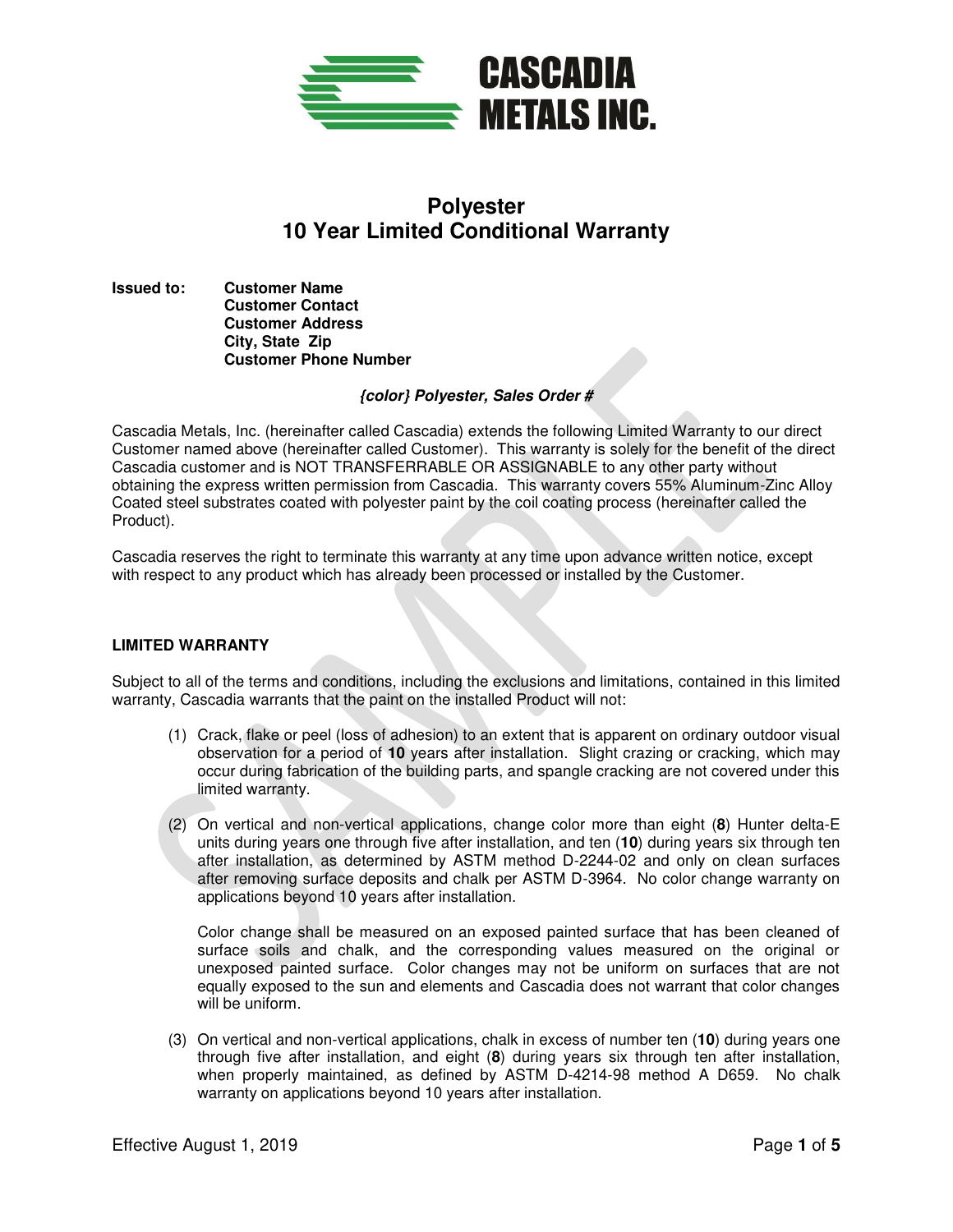**CASCADIA METALS INC.**

# Polyester
# 10 Year Limited Conditional Warranty

**Issued to:** **Customer Name**
**Customer Contact**
**Customer Address**
**City, State Zip**
**Customer Phone Number**

***{color} Polyester, Sales Order #***

Cascadia Metals, Inc. (hereinafter called Cascadia) extends the following Limited Warranty to our direct Customer named above (hereinafter called Customer). This warranty is solely for the benefit of the direct Cascadia customer and is NOT TRANSFERRABLE OR ASSIGNABLE to any other party without obtaining the express written permission from Cascadia. This warranty covers 55% Aluminum-Zinc Alloy Coated steel substrates coated with polyester paint by the coil coating process (hereinafter called the Product).

Cascadia reserves the right to terminate this warranty at any time upon advance written notice, except with respect to any product which has already been processed or installed by the Customer.

## LIMITED WARRANTY

Subject to all of the terms and conditions, including the exclusions and limitations, contained in this limited warranty, Cascadia warrants that the paint on the installed Product will not:

(1) Crack, flake or peel (loss of adhesion) to an extent that is apparent on ordinary outdoor visual observation for a period of **10** years after installation. Slight crazing or cracking, which may occur during fabrication of the building parts, and spangle cracking are not covered under this limited warranty.

(2) On vertical and non-vertical applications, change color more than eight (**8**) Hunter delta-E units during years one through five after installation, and ten (**10**) during years six through ten after installation, as determined by ASTM method D-2244-02 and only on clean surfaces after removing surface deposits and chalk per ASTM D-3964. No color change warranty on applications beyond 10 years after installation.

    Color change shall be measured on an exposed painted surface that has been cleaned of surface soils and chalk, and the corresponding values measured on the original or unexposed painted surface. Color changes may not be uniform on surfaces that are not equally exposed to the sun and elements and Cascadia does not warrant that color changes will be uniform.

(3) On vertical and non-vertical applications, chalk in excess of number ten (**10**) during years one through five after installation, and eight (**8**) during years six through ten after installation, when properly maintained, as defined by ASTM D-4214-98 method A D659. No chalk warranty on applications beyond 10 years after installation.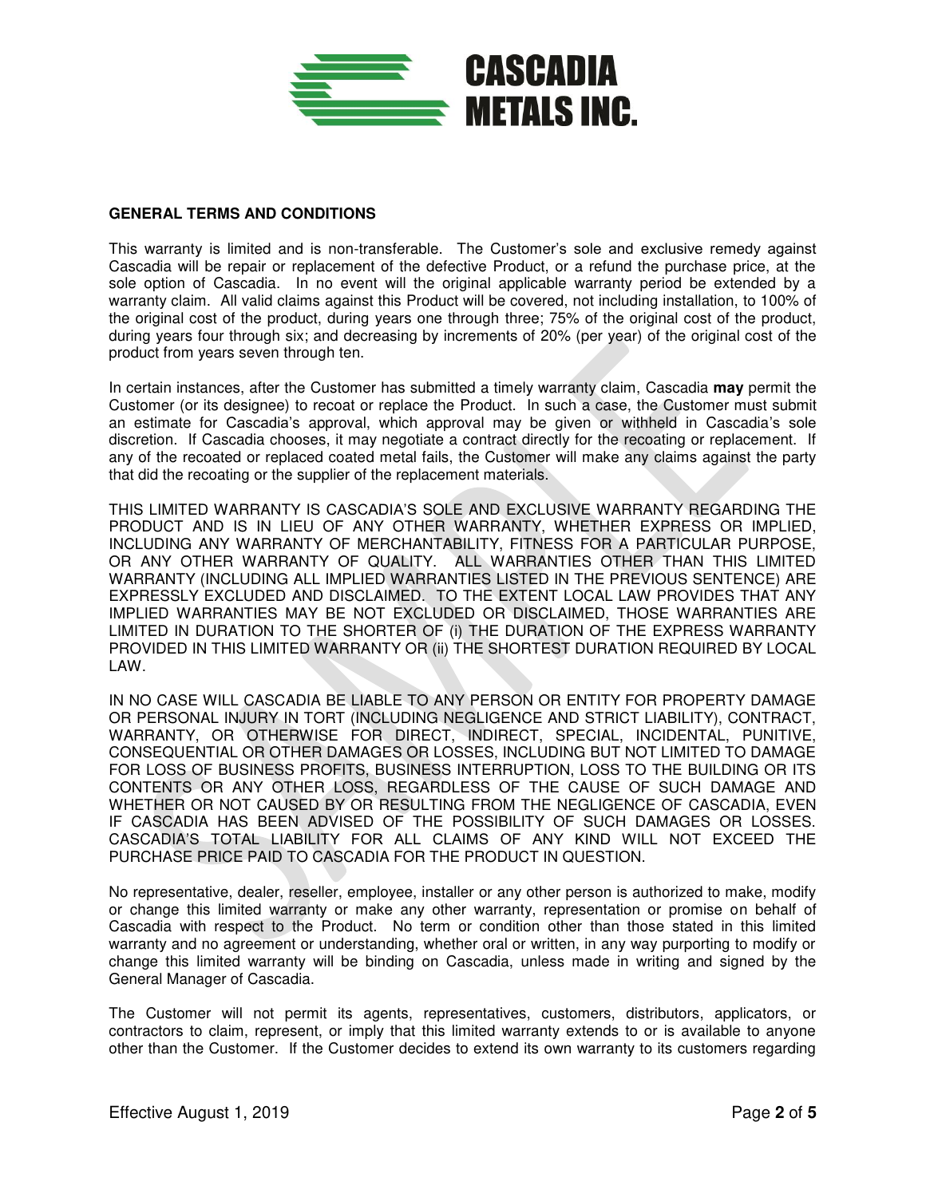**CASCADIA METALS INC.**

**GENERAL TERMS AND CONDITIONS**

This warranty is limited and is non-transferable. The Customer's sole and exclusive remedy against Cascadia will be repair or replacement of the defective Product, or a refund the purchase price, at the sole option of Cascadia. In no event will the original applicable warranty period be extended by a warranty claim. All valid claims against this Product will be covered, not including installation, to 100% of the original cost of the product, during years one through three; 75% of the original cost of the product, during years four through six; and decreasing by increments of 20% (per year) of the original cost of the product from years seven through ten.

In certain instances, after the Customer has submitted a timely warranty claim, Cascadia **may** permit the Customer (or its designee) to recoat or replace the Product. In such a case, the Customer must submit an estimate for Cascadia's approval, which approval may be given or withheld in Cascadia's sole discretion. If Cascadia chooses, it may negotiate a contract directly for the recoating or replacement. If any of the recoated or replaced coated metal fails, the Customer will make any claims against the party that did the recoating or the supplier of the replacement materials.

THIS LIMITED WARRANTY IS CASCADIA'S SOLE AND EXCLUSIVE WARRANTY REGARDING THE PRODUCT AND IS IN LIEU OF ANY OTHER WARRANTY, WHETHER EXPRESS OR IMPLIED, INCLUDING ANY WARRANTY OF MERCHANTABILITY, FITNESS FOR A PARTICULAR PURPOSE, OR ANY OTHER WARRANTY OF QUALITY. ALL WARRANTIES OTHER THAN THIS LIMITED WARRANTY (INCLUDING ALL IMPLIED WARRANTIES LISTED IN THE PREVIOUS SENTENCE) ARE EXPRESSLY EXCLUDED AND DISCLAIMED. TO THE EXTENT LOCAL LAW PROVIDES THAT ANY IMPLIED WARRANTIES MAY BE NOT EXCLUDED OR DISCLAIMED, THOSE WARRANTIES ARE LIMITED IN DURATION TO THE SHORTER OF (i) THE DURATION OF THE EXPRESS WARRANTY PROVIDED IN THIS LIMITED WARRANTY OR (ii) THE SHORTEST DURATION REQUIRED BY LOCAL LAW.

IN NO CASE WILL CASCADIA BE LIABLE TO ANY PERSON OR ENTITY FOR PROPERTY DAMAGE OR PERSONAL INJURY IN TORT (INCLUDING NEGLIGENCE AND STRICT LIABILITY), CONTRACT, WARRANTY, OR OTHERWISE FOR DIRECT, INDIRECT, SPECIAL, INCIDENTAL, PUNITIVE, CONSEQUENTIAL OR OTHER DAMAGES OR LOSSES, INCLUDING BUT NOT LIMITED TO DAMAGE FOR LOSS OF BUSINESS PROFITS, BUSINESS INTERRUPTION, LOSS TO THE BUILDING OR ITS CONTENTS OR ANY OTHER LOSS, REGARDLESS OF THE CAUSE OF SUCH DAMAGE AND WHETHER OR NOT CAUSED BY OR RESULTING FROM THE NEGLIGENCE OF CASCADIA, EVEN IF CASCADIA HAS BEEN ADVISED OF THE POSSIBILITY OF SUCH DAMAGES OR LOSSES. CASCADIA'S TOTAL LIABILITY FOR ALL CLAIMS OF ANY KIND WILL NOT EXCEED THE PURCHASE PRICE PAID TO CASCADIA FOR THE PRODUCT IN QUESTION.

No representative, dealer, reseller, employee, installer or any other person is authorized to make, modify or change this limited warranty or make any other warranty, representation or promise on behalf of Cascadia with respect to the Product. No term or condition other than those stated in this limited warranty and no agreement or understanding, whether oral or written, in any way purporting to modify or change this limited warranty will be binding on Cascadia, unless made in writing and signed by the General Manager of Cascadia.

The Customer will not permit its agents, representatives, customers, distributors, applicators, or contractors to claim, represent, or imply that this limited warranty extends to or is available to anyone other than the Customer. If the Customer decides to extend its own warranty to its customers regarding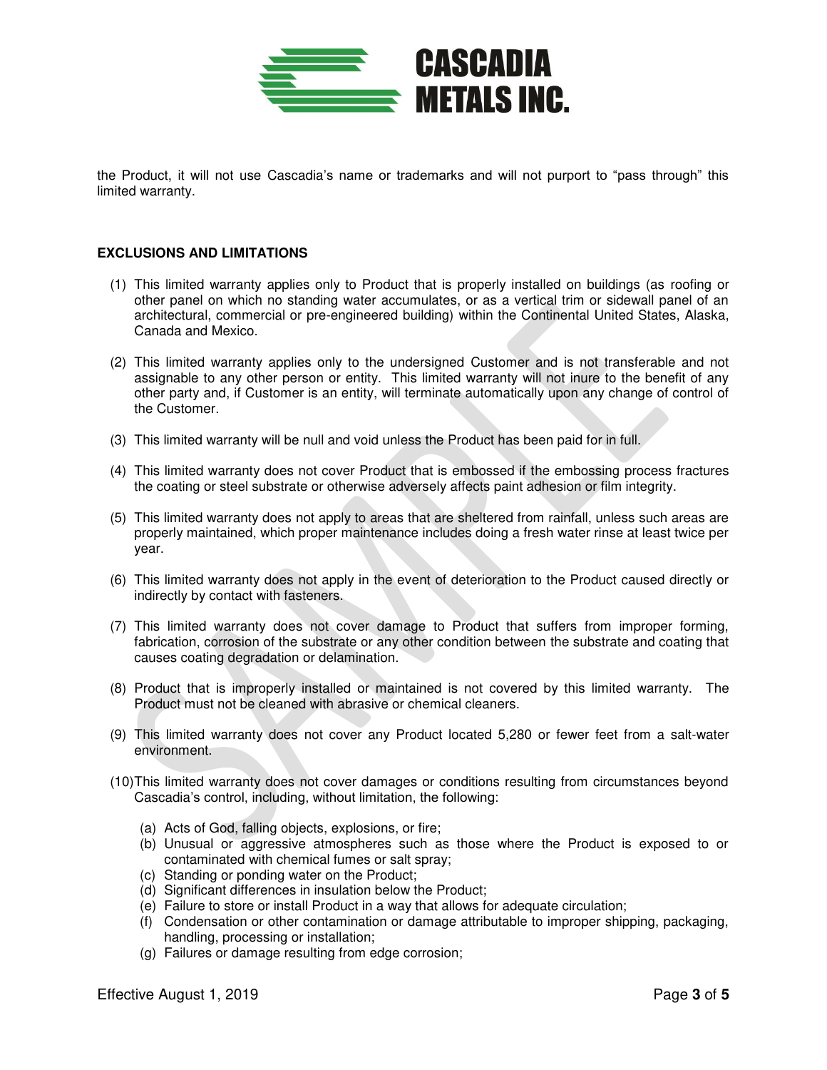the Product, it will not use Cascadia's name or trademarks and will not purport to "pass through" this limited warranty.

**EXCLUSIONS AND LIMITATIONS**

(1) This limited warranty applies only to Product that is properly installed on buildings (as roofing or other panel on which no standing water accumulates, or as a vertical trim or sidewall panel of an architectural, commercial or pre-engineered building) within the Continental United States, Alaska, Canada and Mexico.

(2) This limited warranty applies only to the undersigned Customer and is not transferable and not assignable to any other person or entity. This limited warranty will not inure to the benefit of any other party and, if Customer is an entity, will terminate automatically upon any change of control of the Customer.

(3) This limited warranty will be null and void unless the Product has been paid for in full.

(4) This limited warranty does not cover Product that is embossed if the embossing process fractures the coating or steel substrate or otherwise adversely affects paint adhesion or film integrity.

(5) This limited warranty does not apply to areas that are sheltered from rainfall, unless such areas are properly maintained, which proper maintenance includes doing a fresh water rinse at least twice per year.

(6) This limited warranty does not apply in the event of deterioration to the Product caused directly or indirectly by contact with fasteners.

(7) This limited warranty does not cover damage to Product that suffers from improper forming, fabrication, corrosion of the substrate or any other condition between the substrate and coating that causes coating degradation or delamination.

(8) Product that is improperly installed or maintained is not covered by this limited warranty. The Product must not be cleaned with abrasive or chemical cleaners.

(9) This limited warranty does not cover any Product located 5,280 or fewer feet from a salt-water environment.

(10) This limited warranty does not cover damages or conditions resulting from circumstances beyond Cascadia's control, including, without limitation, the following:

  (a) Acts of God, falling objects, explosions, or fire;
  (b) Unusual or aggressive atmospheres such as those where the Product is exposed to or contaminated with chemical fumes or salt spray;
  (c) Standing or ponding water on the Product;
  (d) Significant differences in insulation below the Product;
  (e) Failure to store or install Product in a way that allows for adequate circulation;
  (f) Condensation or other contamination or damage attributable to improper shipping, packaging, handling, processing or installation;
  (g) Failures or damage resulting from edge corrosion;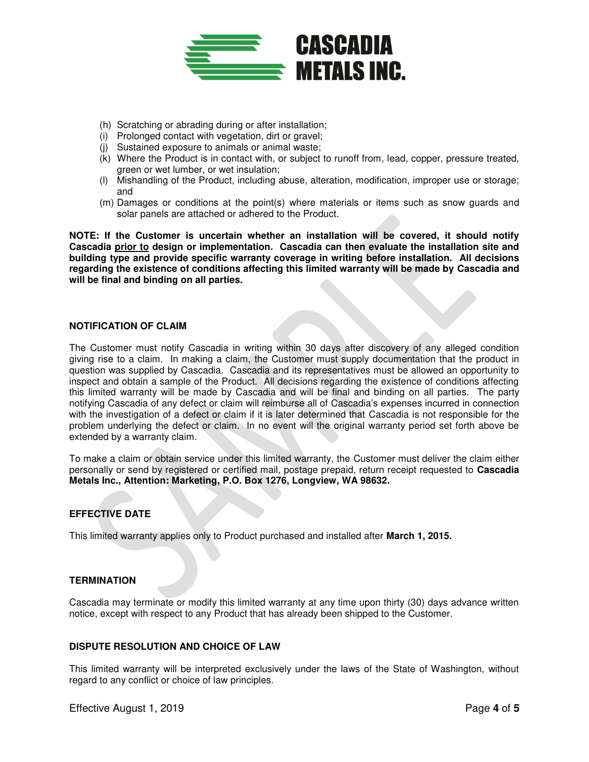(h) Scratching or abrading during or after installation;
(i) Prolonged contact with vegetation, dirt or gravel;
(j) Sustained exposure to animals or animal waste;
(k) Where the Product is in contact with, or subject to runoff from, lead, copper, pressure treated, green or wet lumber, or wet insulation;
(l) Mishandling of the Product, including abuse, alteration, modification, improper use or storage; and
(m) Damages or conditions at the point(s) where materials or items such as snow guards and solar panels are attached or adhered to the Product.

**NOTE: If the Customer is uncertain whether an installation will be covered, it should notify Cascadia <u>prior to</u> design or implementation. Cascadia can then evaluate the installation site and building type and provide specific warranty coverage in writing before installation. All decisions regarding the existence of conditions affecting this limited warranty will be made by Cascadia and will be final and binding on all parties.**

## NOTIFICATION OF CLAIM

The Customer must notify Cascadia in writing within 30 days after discovery of any alleged condition giving rise to a claim. In making a claim, the Customer must supply documentation that the product in question was supplied by Cascadia. Cascadia and its representatives must be allowed an opportunity to inspect and obtain a sample of the Product. All decisions regarding the existence of conditions affecting this limited warranty will be made by Cascadia and will be final and binding on all parties. The party notifying Cascadia of any defect or claim will reimburse all of Cascadia's expenses incurred in connection with the investigation of a defect or claim if it is later determined that Cascadia is not responsible for the problem underlying the defect or claim. In no event will the original warranty period set forth above be extended by a warranty claim.

To make a claim or obtain service under this limited warranty, the Customer must deliver the claim either personally or send by registered or certified mail, postage prepaid, return receipt requested to **Cascadia Metals Inc., Attention: Marketing, P.O. Box 1276, Longview, WA 98632.**

## EFFECTIVE DATE

This limited warranty applies only to Product purchased and installed after **March 1, 2015.**

## TERMINATION

Cascadia may terminate or modify this limited warranty at any time upon thirty (30) days advance written notice, except with respect to any Product that has already been shipped to the Customer.

## DISPUTE RESOLUTION AND CHOICE OF LAW

This limited warranty will be interpreted exclusively under the laws of the State of Washington, without regard to any conflict or choice of law principles.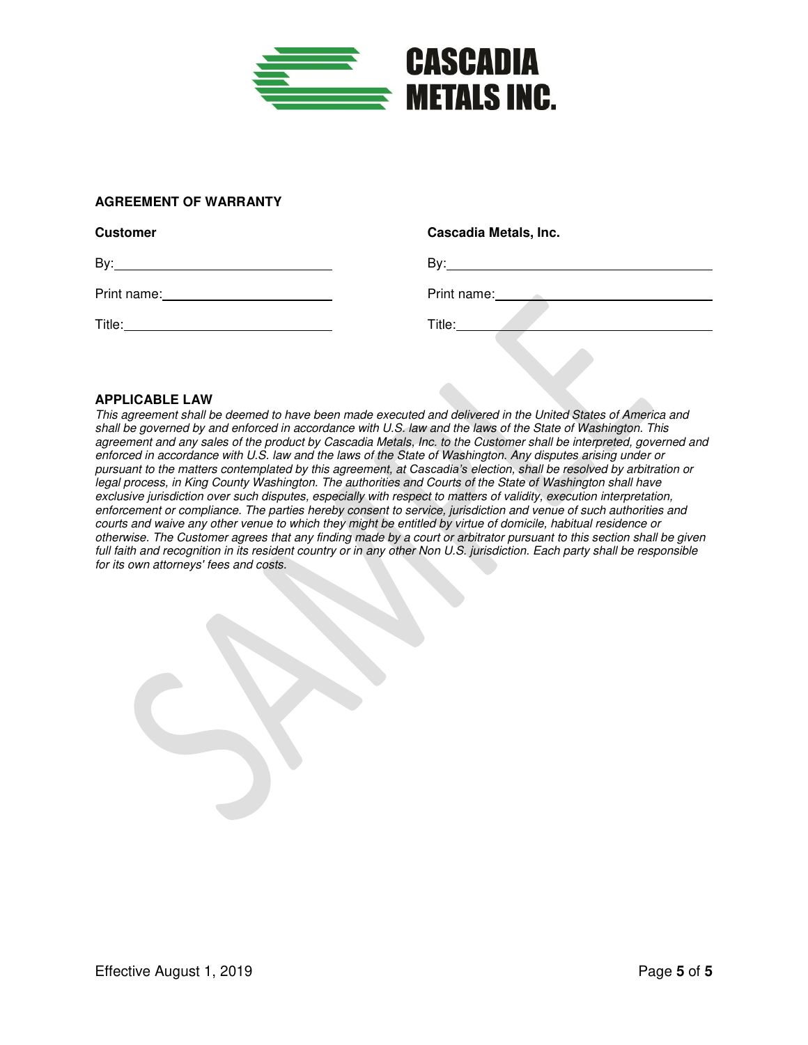## AGREEMENT OF WARRANTY

| **Customer** | **Cascadia Metals, Inc.** |
| --- | --- |
| By:\_\_\_\_\_\_\_\_\_\_\_\_\_\_\_\_\_\_\_\_ | By:\_\_\_\_\_\_\_\_\_\_\_\_\_\_\_\_\_\_\_\_ |
| Print name:\_\_\_\_\_\_\_\_\_\_\_\_\_\_\_\_ | Print name:\_\_\_\_\_\_\_\_\_\_\_\_\_\_\_\_ |
| Title:\_\_\_\_\_\_\_\_\_\_\_\_\_\_\_\_\_\_\_\_ | Title:\_\_\_\_\_\_\_\_\_\_\_\_\_\_\_\_\_\_\_\_ |

## APPLICABLE LAW

*This agreement shall be deemed to have been made executed and delivered in the United States of America and shall be governed by and enforced in accordance with U.S. law and the laws of the State of Washington. This agreement and any sales of the product by Cascadia Metals, Inc. to the Customer shall be interpreted, governed and enforced in accordance with U.S. law and the laws of the State of Washington. Any disputes arising under or pursuant to the matters contemplated by this agreement, at Cascadia's election, shall be resolved by arbitration or legal process, in King County Washington. The authorities and Courts of the State of Washington shall have exclusive jurisdiction over such disputes, especially with respect to matters of validity, execution interpretation, enforcement or compliance. The parties hereby consent to service, jurisdiction and venue of such authorities and courts and waive any other venue to which they might be entitled by virtue of domicile, habitual residence or otherwise. The Customer agrees that any finding made by a court or arbitrator pursuant to this section shall be given full faith and recognition in its resident country or in any other Non U.S. jurisdiction. Each party shall be responsible for its own attorneys' fees and costs.*

Effective August 1, 2019